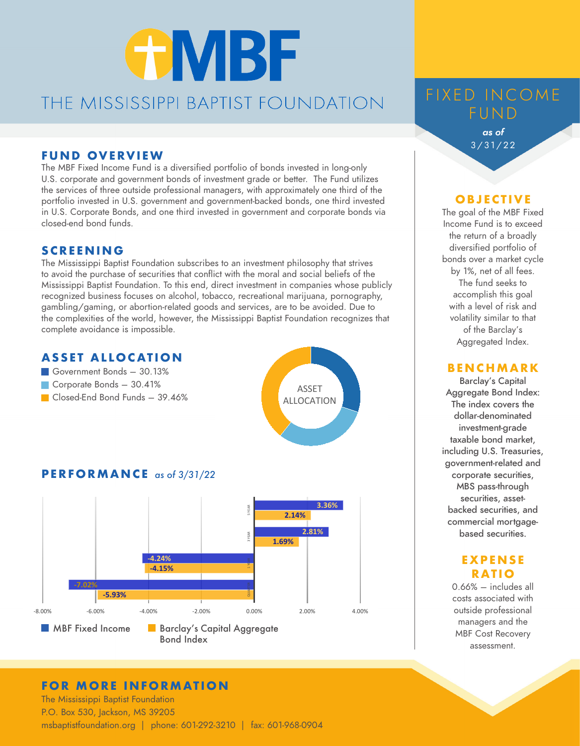# THE MISSISSIPPI BAPTIST FOUNDATION

## FIXED INCOME FUND

*as of* 3/31/22

## FUND OVERVIEW

The MBF Fixed Income Fund is a diversified portfolio of bonds invested in long-only U.S. corporate and government bonds of investment grade or better. The Fund utilizes the services of three outside professional managers, with approximately one third of the portfolio invested in U.S. government and government-backed bonds, one third invested in U.S. Corporate Bonds, and one third invested in government and corporate bonds via closed-end bond funds.

## SCREENING

The Mississippi Baptist Foundation subscribes to an investment philosophy that strives to avoid the purchase of securities that conflict with the moral and social beliefs of the Mississippi Baptist Foundation. To this end, direct investment in companies whose publicly recognized business focuses on alcohol, tobacco, recreational marijuana, pornography, gambling/gaming, or abortion-related goods and services, are to be avoided. Due to the complexities of the world, however, the Mississippi Baptist Foundation recognizes that complete avoidance is impossible.

## ASSET ALLOCATION

- Government Bonds – 30.13%
- Corporate Bonds – 30.41%
- Closed-End Bond Funds – 39.46%

## PERFORMANCE *as of 3/31/22*

| Period | MBF Fixed Income | Barclay's Capital Aggregate Bond Index |
| --- | --- | --- |
| 5 Year | 3.36% | 2.14% |
| 3 Year | 2.81% | 1.69% |
| 1 Year | -4.24% | -4.15% |
| Quarter | -7.02% | -5.93% |

## OBJECTIVE

The goal of the MBF Fixed Income Fund is to exceed the return of a broadly diversified portfolio of bonds over a market cycle by 1%, net of all fees. The fund seeks to accomplish this goal with a level of risk and volatility similar to that of the Barclay's Aggregated Index.

## BENCHMARK

Barclay's Capital Aggregate Bond Index: The index covers the dollar-denominated investment-grade taxable bond market, including U.S. Treasuries, government-related and corporate securities, MBS pass-through securities, asset-backed securities, and commercial mortgage-based securities.

## EXPENSE RATIO

0.66% – includes all costs associated with outside professional managers and the MBF Cost Recovery assessment.

## FOR MORE INFORMATION

The Mississippi Baptist Foundation
P.O. Box 530, Jackson, MS 39205
msbaptistfoundation.org | phone: 601-292-3210 | fax: 601-968-0904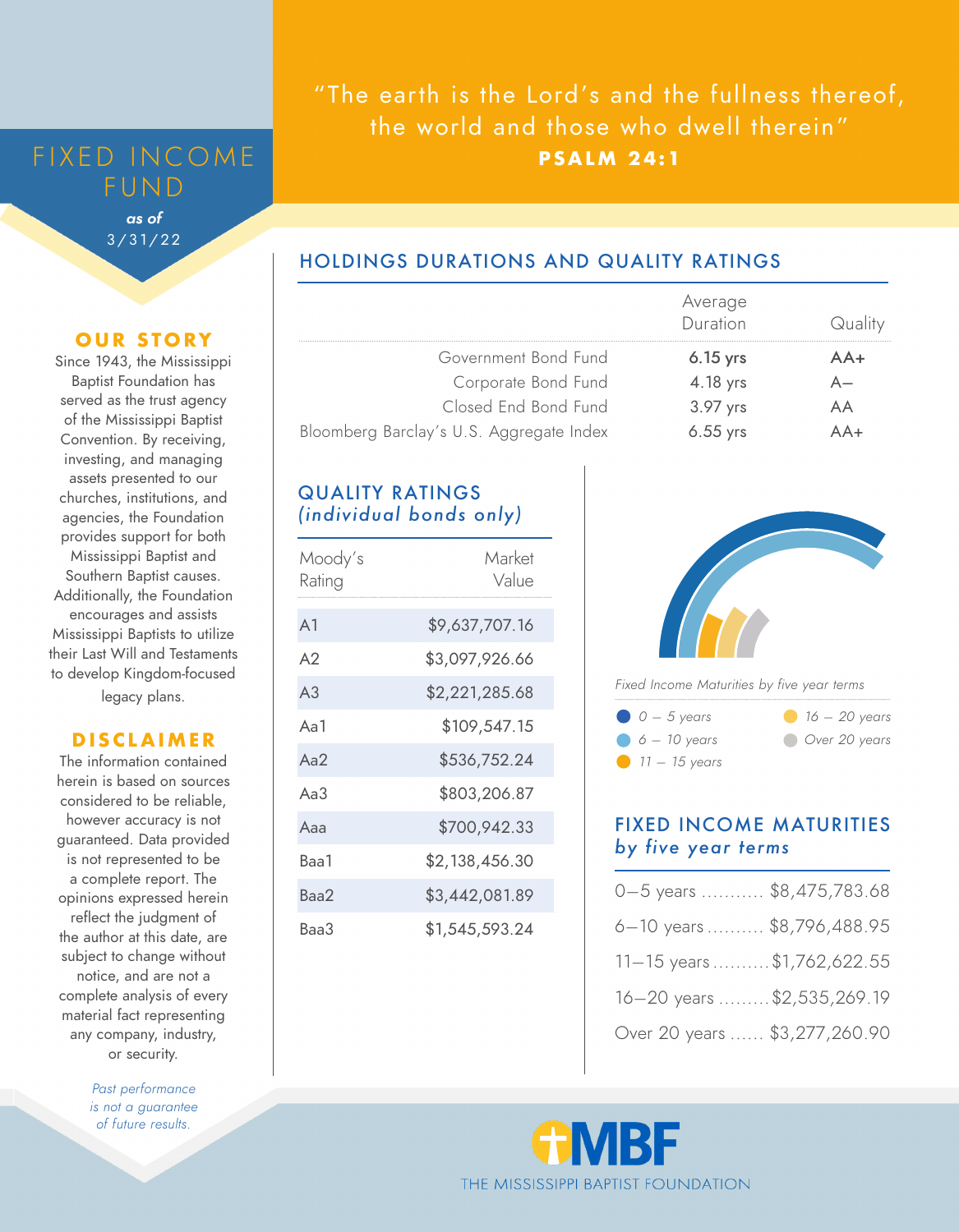# FIXED INCOME FUND

*as of* 3/31/22

"The earth is the Lord's and the fullness thereof, the world and those who dwell therein"
**PSALM 24:1**

## OUR STORY

Since 1943, the Mississippi Baptist Foundation has served as the trust agency of the Mississippi Baptist Convention. By receiving, investing, and managing assets presented to our churches, institutions, and agencies, the Foundation provides support for both Mississippi Baptist and Southern Baptist causes. Additionally, the Foundation encourages and assists Mississippi Baptists to utilize their Last Will and Testaments to develop Kingdom-focused legacy plans.

## DISCLAIMER

The information contained herein is based on sources considered to be reliable, however accuracy is not guaranteed. Data provided is not represented to be a complete report. The opinions expressed herein reflect the judgment of the author at this date, are subject to change without notice, and are not a complete analysis of every material fact representing any company, industry, or security.

*Past performance is not a guarantee of future results.*

## HOLDINGS DURATIONS AND QUALITY RATINGS

| | Average Duration | Quality |
|---|---|---|
| Government Bond Fund | 6.15 yrs | AA+ |
| Corporate Bond Fund | 4.18 yrs | A– |
| Closed End Bond Fund | 3.97 yrs | AA |
| Bloomberg Barclay's U.S. Aggregate Index | 6.55 yrs | AA+ |

## QUALITY RATINGS *(individual bonds only)*

| Moody's Rating | Market Value |
|---|---|
| A1 | $9,637,707.16 |
| A2 | $3,097,926.66 |
| A3 | $2,221,285.68 |
| Aa1 | $109,547.15 |
| Aa2 | $536,752.24 |
| Aa3 | $803,206.87 |
| Aaa | $700,942.33 |
| Baa1 | $2,138,456.30 |
| Baa2 | $3,442,081.89 |
| Baa3 | $1,545,593.24 |

*Fixed Income Maturities by five year terms*

0 – 5 years
6 – 10 years
11 – 15 years
16 – 20 years
Over 20 years

## FIXED INCOME MATURITIES *by five year terms*

| | |
|---|---|
| 0–5 years | $8,475,783.68 |
| 6–10 years | $8,796,488.95 |
| 11–15 years | $1,762,622.55 |
| 16–20 years | $2,535,269.19 |
| Over 20 years | $3,277,260.90 |

MBF
THE MISSISSIPPI BAPTIST FOUNDATION